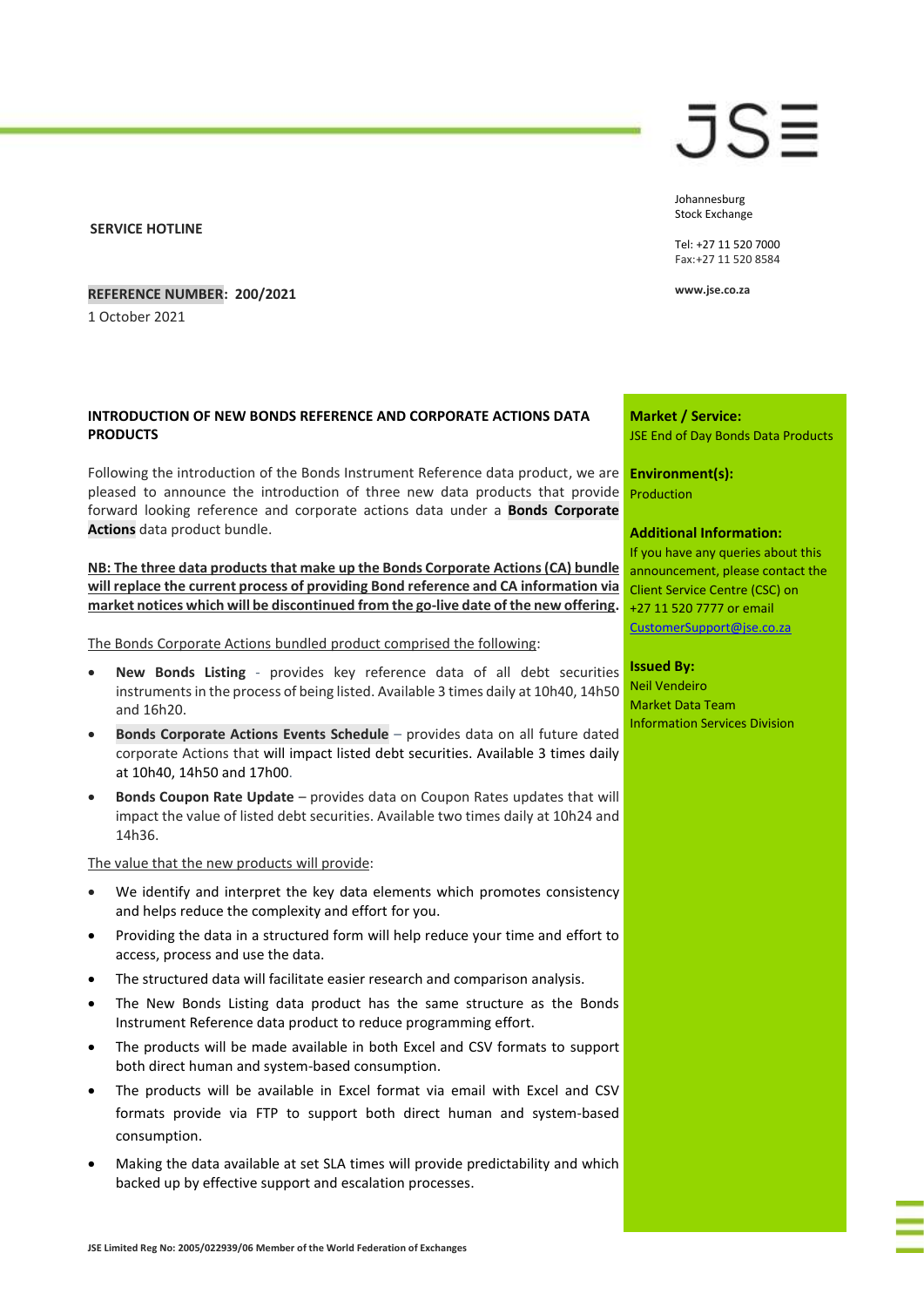JSE

Johannesburg
Stock Exchange

Tel: +27 11 520 7000
Fax:+27 11 520 8584

www.jse.co.za

**SERVICE HOTLINE**

**REFERENCE NUMBER: 200/2021**

1 October 2021

**Market / Service:**
JSE End of Day Bonds Data Products

**Environment(s):**
Production

**Additional Information:**
If you have any queries about this announcement, please contact the Client Service Centre (CSC) on +27 11 520 7777 or email CustomerSupport@jse.co.za

**Issued By:**
Neil Vendeiro
Market Data Team
Information Services Division

## INTRODUCTION OF NEW BONDS REFERENCE AND CORPORATE ACTIONS DATA PRODUCTS

Following the introduction of the Bonds Instrument Reference data product, we are pleased to announce the introduction of three new data products that provide forward looking reference and corporate actions data under a **Bonds Corporate Actions** data product bundle.

**NB: The three data products that make up the Bonds Corporate Actions (CA) bundle will replace the current process of providing Bond reference and CA information via market notices which will be discontinued from the go-live date of the new offering.**

The Bonds Corporate Actions bundled product comprised the following:

- **New Bonds Listing** - provides key reference data of all debt securities instruments in the process of being listed. Available 3 times daily at 10h40, 14h50 and 16h20.
- **Bonds Corporate Actions Events Schedule** – provides data on all future dated corporate Actions that will impact listed debt securities. Available 3 times daily at 10h40, 14h50 and 17h00.
- **Bonds Coupon Rate Update** – provides data on Coupon Rates updates that will impact the value of listed debt securities. Available two times daily at 10h24 and 14h36.

The value that the new products will provide:

- We identify and interpret the key data elements which promotes consistency and helps reduce the complexity and effort for you.
- Providing the data in a structured form will help reduce your time and effort to access, process and use the data.
- The structured data will facilitate easier research and comparison analysis.
- The New Bonds Listing data product has the same structure as the Bonds Instrument Reference data product to reduce programming effort.
- The products will be made available in both Excel and CSV formats to support both direct human and system-based consumption.
- The products will be available in Excel format via email with Excel and CSV formats provide via FTP to support both direct human and system-based consumption.
- Making the data available at set SLA times will provide predictability and which backed up by effective support and escalation processes.

JSE Limited Reg No: 2005/022939/06 Member of the World Federation of Exchanges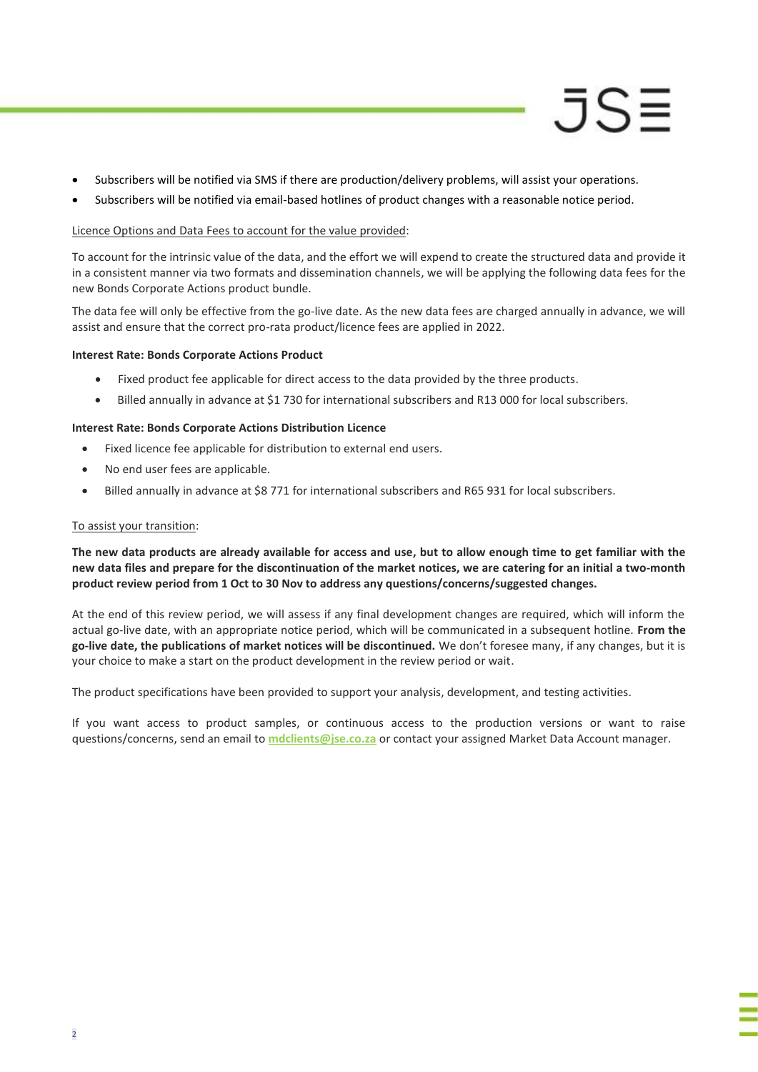- Subscribers will be notified via SMS if there are production/delivery problems, will assist your operations.
- Subscribers will be notified via email-based hotlines of product changes with a reasonable notice period.

Licence Options and Data Fees to account for the value provided:

To account for the intrinsic value of the data, and the effort we will expend to create the structured data and provide it in a consistent manner via two formats and dissemination channels, we will be applying the following data fees for the new Bonds Corporate Actions product bundle.

The data fee will only be effective from the go-live date. As the new data fees are charged annually in advance, we will assist and ensure that the correct pro-rata product/licence fees are applied in 2022.

**Interest Rate: Bonds Corporate Actions Product**

- Fixed product fee applicable for direct access to the data provided by the three products.
- Billed annually in advance at $1 730 for international subscribers and R13 000 for local subscribers.

**Interest Rate: Bonds Corporate Actions Distribution Licence**

- Fixed licence fee applicable for distribution to external end users.
- No end user fees are applicable.
- Billed annually in advance at $8 771 for international subscribers and R65 931 for local subscribers.

To assist your transition:

**The new data products are already available for access and use, but to allow enough time to get familiar with the new data files and prepare for the discontinuation of the market notices, we are catering for an initial a two-month product review period from 1 Oct to 30 Nov to address any questions/concerns/suggested changes.**

At the end of this review period, we will assess if any final development changes are required, which will inform the actual go-live date, with an appropriate notice period, which will be communicated in a subsequent hotline. **From the go-live date, the publications of market notices will be discontinued.** We don't foresee many, if any changes, but it is your choice to make a start on the product development in the review period or wait.

The product specifications have been provided to support your analysis, development, and testing activities.

If you want access to product samples, or continuous access to the production versions or want to raise questions/concerns, send an email to **mdclients@jse.co.za** or contact your assigned Market Data Account manager.